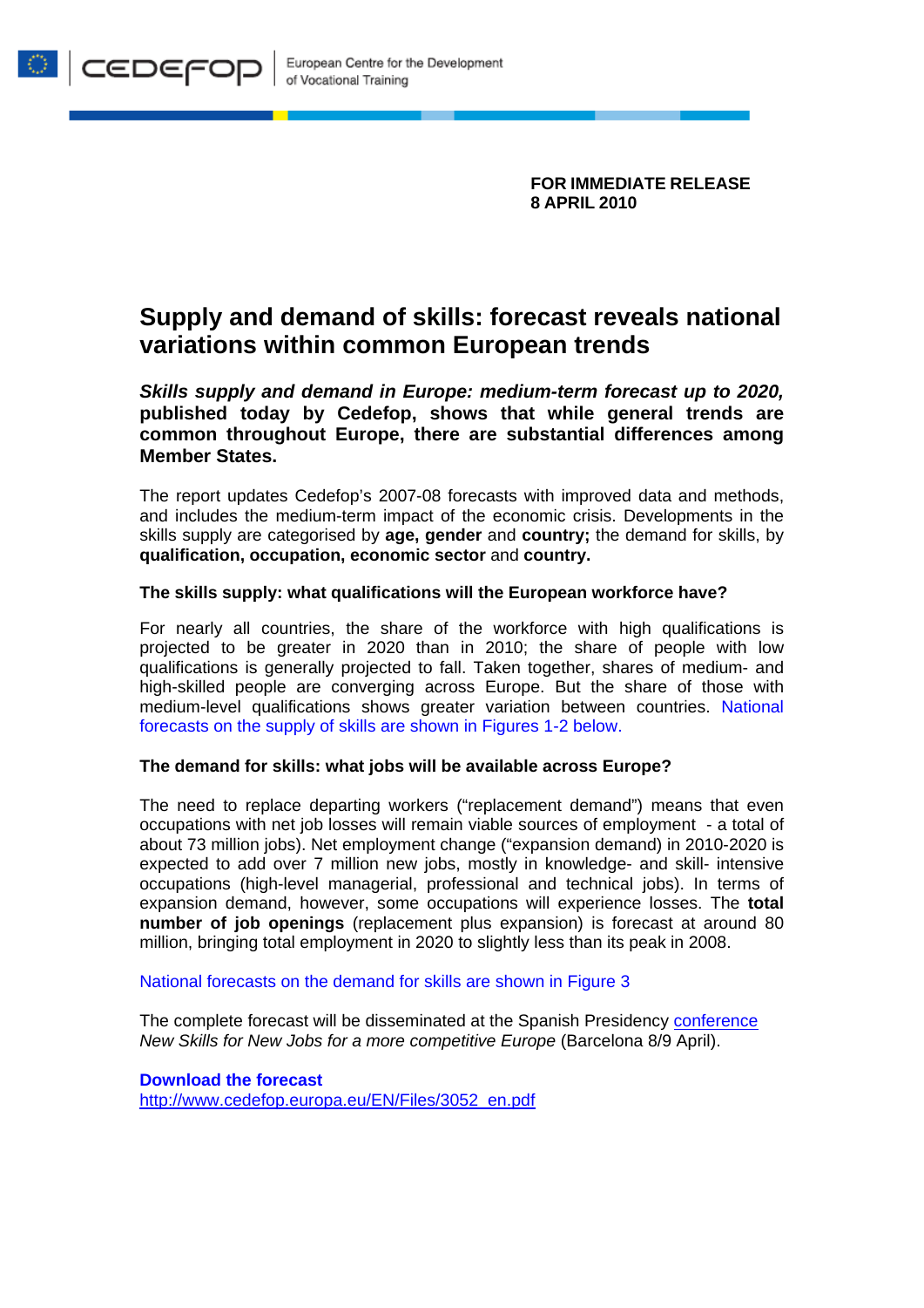cedefop European Centre for the Development of Vocational Training

**FOR IMMEDIATE RELEASE**
**8 APRIL 2010**

# Supply and demand of skills: forecast reveals national variations within common European trends

***Skills supply and demand in Europe: medium-term forecast up to 2020,*** **published today by Cedefop, shows that while general trends are common throughout Europe, there are substantial differences among Member States.**

The report updates Cedefop's 2007-08 forecasts with improved data and methods, and includes the medium-term impact of the economic crisis. Developments in the skills supply are categorised by **age, gender** and **country;** the demand for skills, by **qualification, occupation, economic sector** and **country.**

**The skills supply: what qualifications will the European workforce have?**

For nearly all countries, the share of the workforce with high qualifications is projected to be greater in 2020 than in 2010; the share of people with low qualifications is generally projected to fall. Taken together, shares of medium- and high-skilled people are converging across Europe. But the share of those with medium-level qualifications shows greater variation between countries. National forecasts on the supply of skills are shown in Figures 1-2 below.

**The demand for skills: what jobs will be available across Europe?**

The need to replace departing workers ("replacement demand") means that even occupations with net job losses will remain viable sources of employment - a total of about 73 million jobs). Net employment change ("expansion demand) in 2010-2020 is expected to add over 7 million new jobs, mostly in knowledge- and skill- intensive occupations (high-level managerial, professional and technical jobs). In terms of expansion demand, however, some occupations will experience losses. The **total number of job openings** (replacement plus expansion) is forecast at around 80 million, bringing total employment in 2020 to slightly less than its peak in 2008.

National forecasts on the demand for skills are shown in Figure 3

The complete forecast will be disseminated at the Spanish Presidency conference *New Skills for New Jobs for a more competitive Europe* (Barcelona 8/9 April).

**Download the forecast**
http://www.cedefop.europa.eu/EN/Files/3052_en.pdf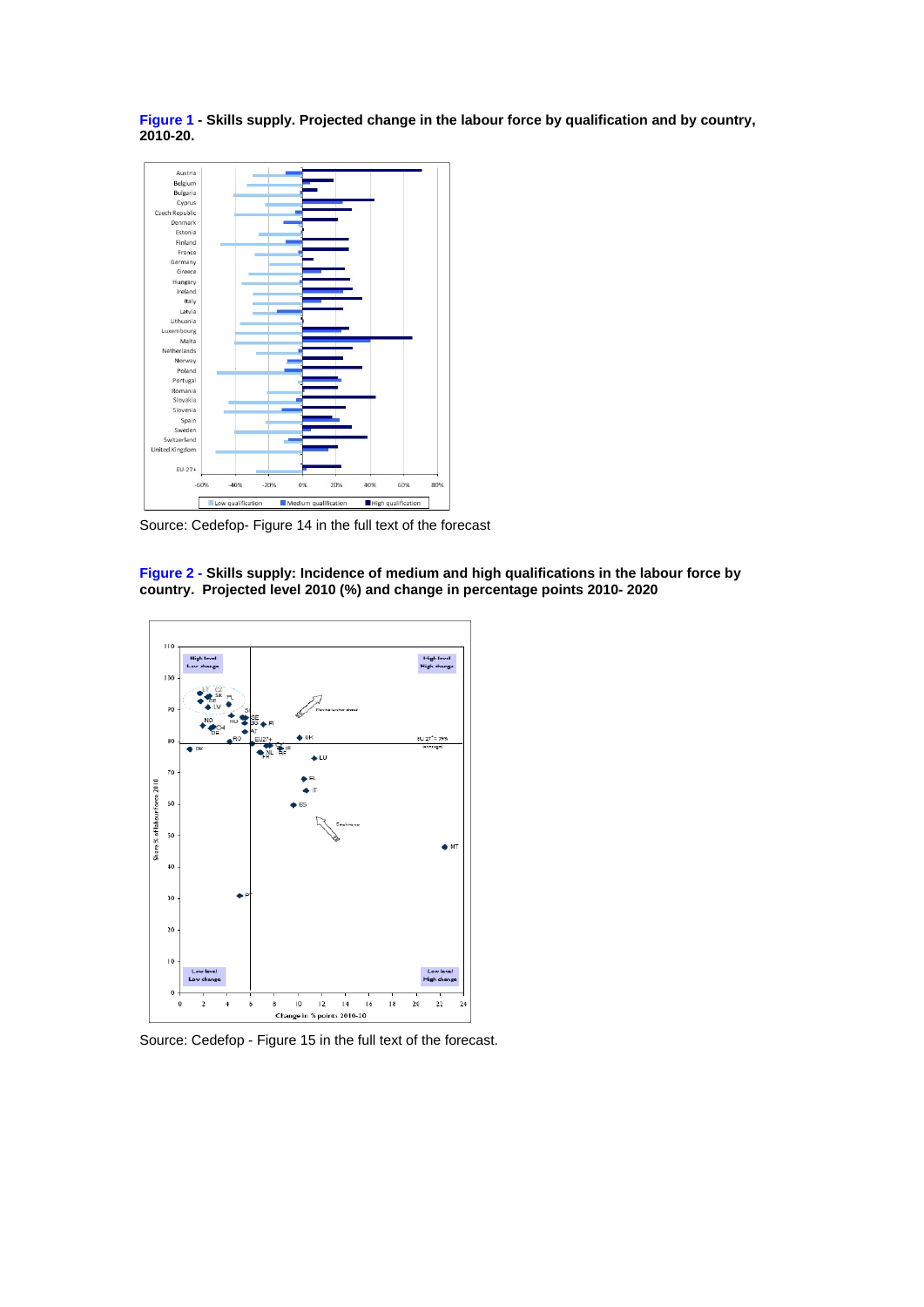**Figure 1 - Skills supply. Projected change in the labour force by qualification and by country, 2010-20.**

Source: Cedefop- Figure 14 in the full text of the forecast

**Figure 2 - Skills supply: Incidence of medium and high qualifications in the labour force by country. Projected level 2010 (%) and change in percentage points 2010- 2020**

Source: Cedefop - Figure 15 in the full text of the forecast.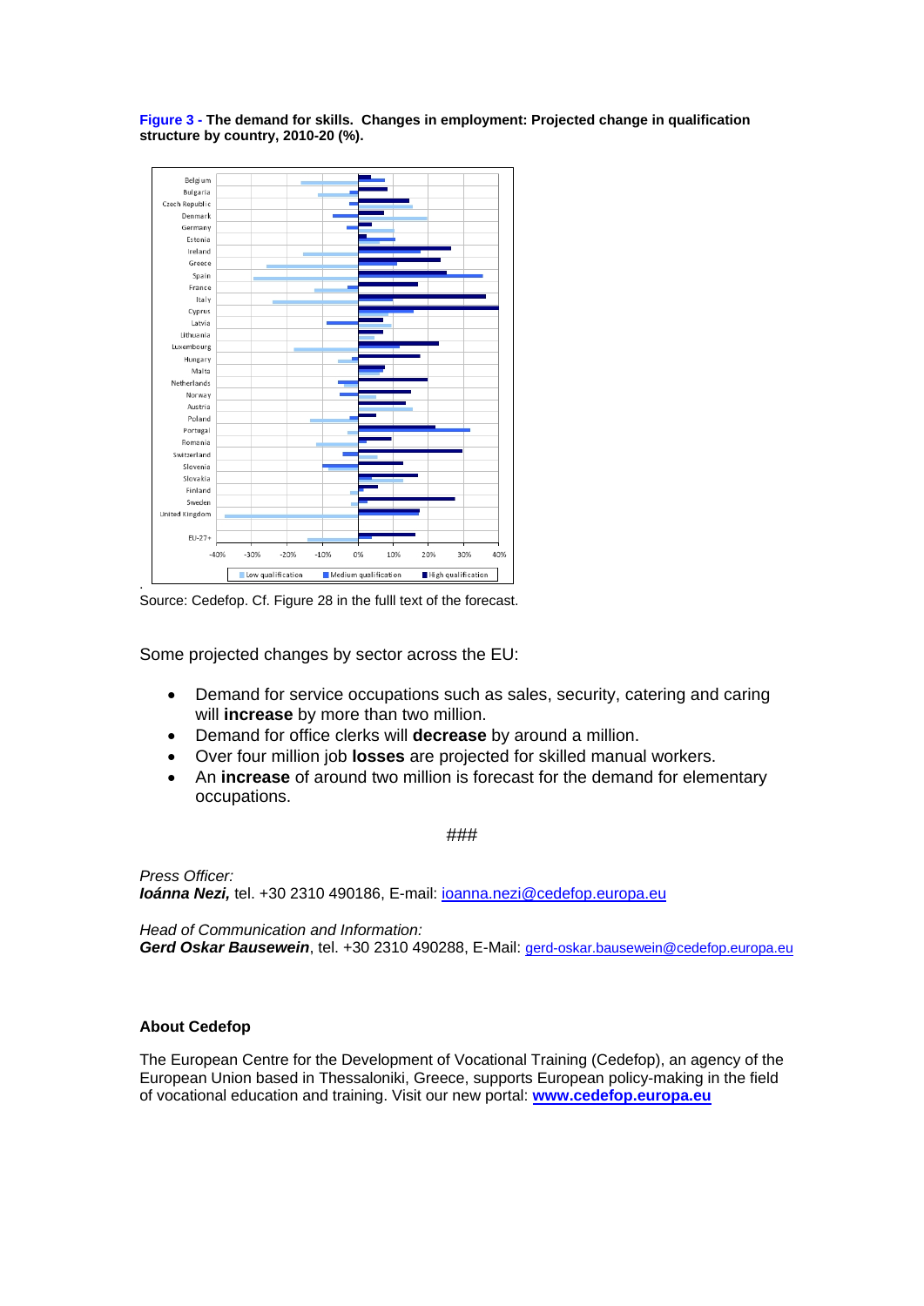**Figure 3 - The demand for skills. Changes in employment: Projected change in qualification structure by country, 2010-20 (%).**

Belgium
Bulgaria
Czech Republic
Denmark
Germany
Estonia
Ireland
Greece
Spain
France
Italy
Cyprus
Latvia
Lithuania
Luxembourg
Hungary
Malta
Netherlands
Norway
Austria
Poland
Portugal
Romania
Switzerland
Slovenia
Slovakia
Finland
Sweden
United Kingdom
EU-27+

-40% -30% -20% -10% 0% 10% 20% 30% 40%

Low qualification | Medium qualification | High qualification

Source: Cedefop. Cf. Figure 28 in the fulll text of the forecast.

Some projected changes by sector across the EU:

- Demand for service occupations such as sales, security, catering and caring will **increase** by more than two million.
- Demand for office clerks will **decrease** by around a million.
- Over four million job **losses** are projected for skilled manual workers.
- An **increase** of around two million is forecast for the demand for elementary occupations.

###

*Press Officer:*
***Ioánna Nezi,*** tel. +30 2310 490186, E-mail: ioanna.nezi@cedefop.europa.eu

*Head of Communication and Information:*
***Gerd Oskar Bausewein***, tel. +30 2310 490288, E-Mail: gerd-oskar.bausewein@cedefop.europa.eu

**About Cedefop**

The European Centre for the Development of Vocational Training (Cedefop), an agency of the European Union based in Thessaloniki, Greece, supports European policy-making in the field of vocational education and training. Visit our new portal: **www.cedefop.europa.eu**